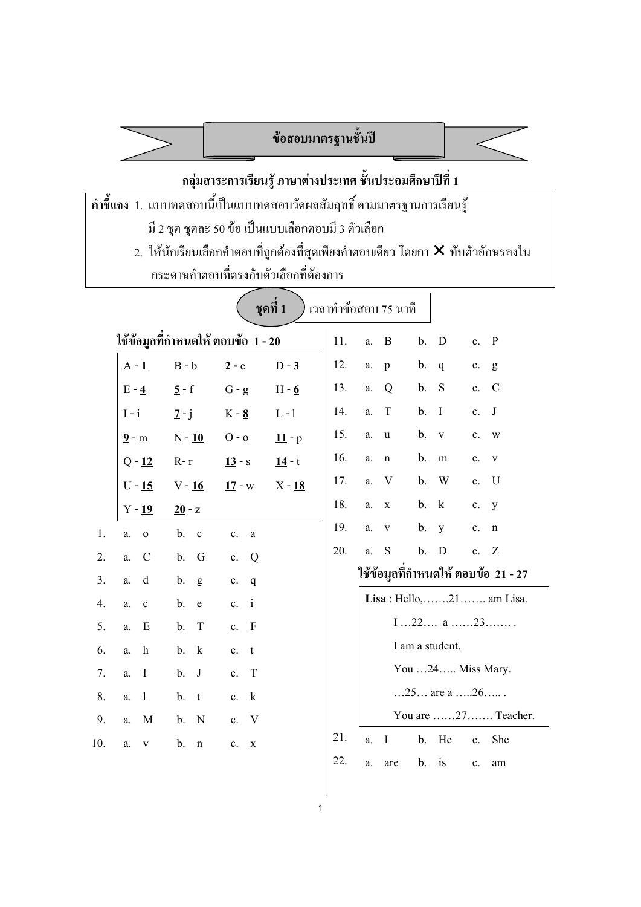# ข้อสอบมาตรฐานชั้นปี

## กลุ่มสาระการเรียนรู้ ภาษาต่างประเทศ ชั้นประถมศึกษาปีที่ 1

**คำชี้แจง** 1. แบบทดสอบนี้เป็นแบบทดสอบวัดผลสัมฤทธิ์ ตามมาตรฐานการเรียนรู้ มี 2 ชุด ชุดละ 50 ข้อ เป็นแบบเลือกตอบมี 3 ตัวเลือก

2. ให้นักเรียนเลือกคำตอบที่ถูกต้องที่สุดเพียงคำตอบเดียว โดยกา ✕ ทับตัวอักษรลงในกระดาษคำตอบที่ตรงกับตัวเลือกที่ต้องการ

**ชุดที่ 1** เวลาทำข้อสอบ 75 นาที

### ใช้ข้อมูลที่กำหนดให้ ตอบข้อ 1 - 20

| | | | |
|---|---|---|---|
| A - **1** | B - b | **2** - c | D - **3** |
| E - **4** | **5** - f | G - g | H - **6** |
| I - i | **7** - j | K - **8** | L - l |
| **9** - m | N - **10** | O - o | **11** - p |
| Q - **12** | R- r | **13** - s | **14** - t |
| U - **15** | V - **16** | **17** - w | X - **18** |
| Y - **19** | **20** - z | | |

1. a. o b. c c. a
2. a. C b. G c. Q
3. a. d b. g c. q
4. a. c b. e c. i
5. a. E b. T c. F
6. a. h b. k c. t
7. a. I b. J c. T
8. a. l b. t c. k
9. a. M b. N c. V
10. a. v b. n c. x
11. a. B b. D c. P
12. a. p b. q c. g
13. a. Q b. S c. C
14. a. T b. I c. J
15. a. u b. v c. w
16. a. n b. m c. v
17. a. V b. W c. U
18. a. x b. k c. y
19. a. v b. y c. n
20. a. S b. D c. Z

### ใช้ข้อมูลที่กำหนดให้ ตอบข้อ 21 - 27

**Lisa** : Hello,…….21……. am Lisa.
I …22…. a ……23……. .
I am a student.
You …24….. Miss Mary.
…25… are a …..26….. .
You are ……27……. Teacher.

21. a. I b. He c. She
22. a. are b. is c. am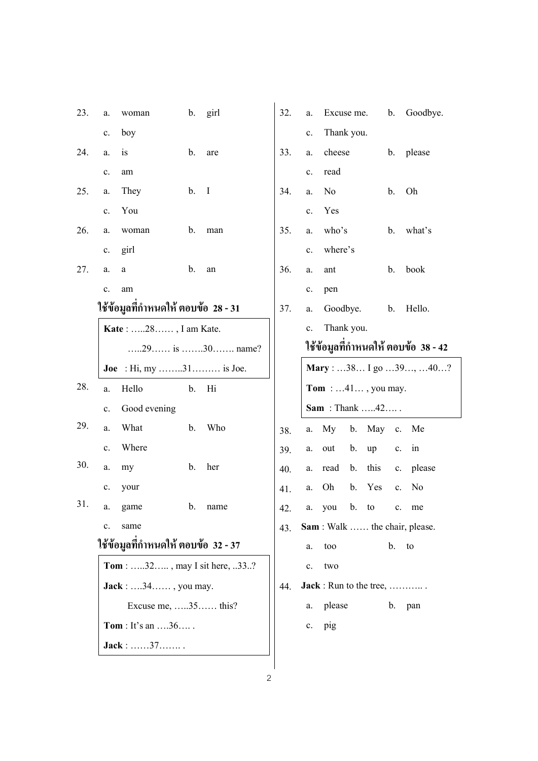23.
a. woman  b. girl
c. boy

24.
a. is  b. are
c. am

25.
a. They  b. I
c. You

26.
a. woman  b. man
c. girl

27.
a. a  b. an
c. am

**ใช้ข้อมูลที่กำหนดให้ ตอบข้อ 28 - 31**

> **Kate** : …..28…… , I am Kate.
> …..29…… is …….30……. name?
> **Joe** : Hi, my ……..31……… is Joe.

28.
a. Hello  b. Hi
c. Good evening

29.
a. What  b. Who
c. Where

30.
a. my  b. her
c. your

31.
a. game  b. name
c. same

**ใช้ข้อมูลที่กำหนดให้ ตอบข้อ 32 - 37**

> **Tom** : …..32….. , may I sit here, ..33..?
> **Jack** : ….34…… , you may.
> Excuse me, …..35…… this?
> **Tom** : It's an ….36…. .
> **Jack** : ……37……. .

32.
a. Excuse me.  b. Goodbye.
c. Thank you.

33.
a. cheese  b. please
c. read

34.
a. No  b. Oh
c. Yes

35.
a. who's  b. what's
c. where's

36.
a. ant  b. book
c. pen

37.
a. Goodbye.  b. Hello.
c. Thank you.

**ใช้ข้อมูลที่กำหนดให้ ตอบข้อ 38 - 42**

> **Mary** : …38… I go …39…, …40…?
> **Tom** : …41… , you may.
> **Sam** : Thank …..42…. .

38. a. My  b. May  c. Me

39. a. out  b. up  c. in

40. a. read  b. this  c. please

41. a. Oh  b. Yes  c. No

42. a. you  b. to  c. me

43. **Sam** : Walk …… the chair, please.
a. too  b. to
c. two

44. **Jack** : Run to the tree, ……….. .
a. please  b. pan
c. pig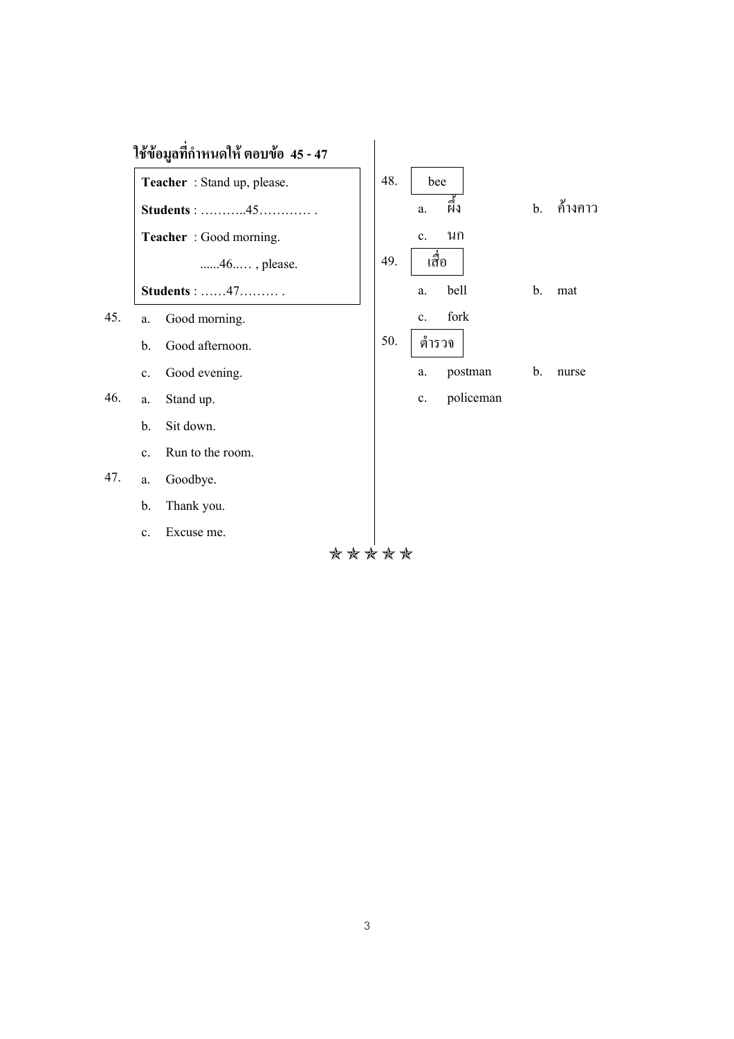**ใช้ข้อมูลที่กำหนดให้ ตอบข้อ 45 - 47**

> **Teacher** : Stand up, please.
>
> **Students** : ………..45………… .
>
> **Teacher** : Good morning.
>
> ......46..… , please.
>
> **Students** : ……47……… .

45. a. Good morning.
    b. Good afternoon.
    c. Good evening.

46. a. Stand up.
    b. Sit down.
    c. Run to the room.

47. a. Goodbye.
    b. Thank you.
    c. Excuse me.

48. bee
    a. ผึ้ง
    b. ค้างคาว
    c. นก

49. เสื่อ
    a. bell
    b. mat
    c. fork

50. ตำรวจ
    a. postman
    b. nurse
    c. policeman

★★★★★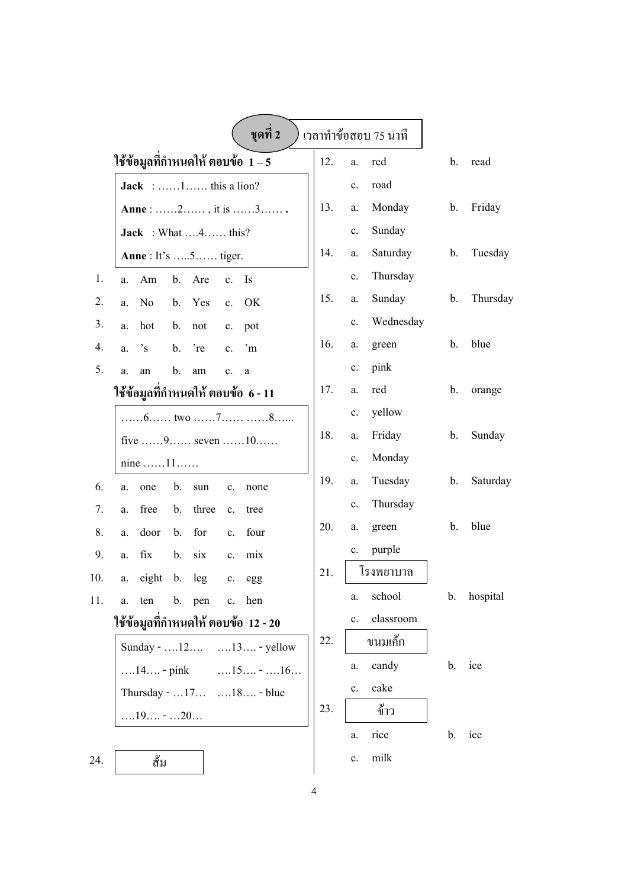**ชุดที่ 2** เวลาทำข้อสอบ 75 นาที

**ใช้ข้อมูลที่กำหนดให้ ตอบข้อ 1 – 5**

**Jack** : ……1…… this a lion?

**Anne** : ……2…… , it is ……3…… .

**Jack** : What ….4…… this?

**Anne** : It's …..5…… tiger.

1. a. Am b. Are c. Is
2. a. No b. Yes c. OK
3. a. hot b. not c. pot
4. a. 's b. 're c. 'm
5. a. an b. am c. a

**ใช้ข้อมูลที่กำหนดให้ ตอบข้อ 6 - 11**

……6…… two ……7…… ……8…...
five ……9…… seven ……10……
nine ……11……

6. a. one b. sun c. none
7. a. free b. three c. tree
8. a. door b. for c. four
9. a. fix b. six c. mix
10. a. eight b. leg c. egg
11. a. ten b. pen c. hen

**ใช้ข้อมูลที่กำหนดให้ ตอบข้อ 12 - 20**

Sunday - ….12…. ….13…. - yellow
….14…. - pink ….15…. - ….16…
Thursday - …17… ….18…. - blue
….19…. - …20…

12. a. red b. read c. road
13. a. Monday b. Friday c. Sunday
14. a. Saturday b. Tuesday c. Thursday
15. a. Sunday b. Thursday c. Wednesday
16. a. green b. blue c. pink
17. a. red b. orange c. yellow
18. a. Friday b. Sunday c. Monday
19. a. Tuesday b. Saturday c. Thursday
20. a. green b. blue c. purple
21. โรงพยาบาล
 a. school b. hospital c. classroom
22. ขนมเค้ก
 a. candy b. ice c. cake
23. ข้าว
 a. rice b. ice c. milk
24. ส้ม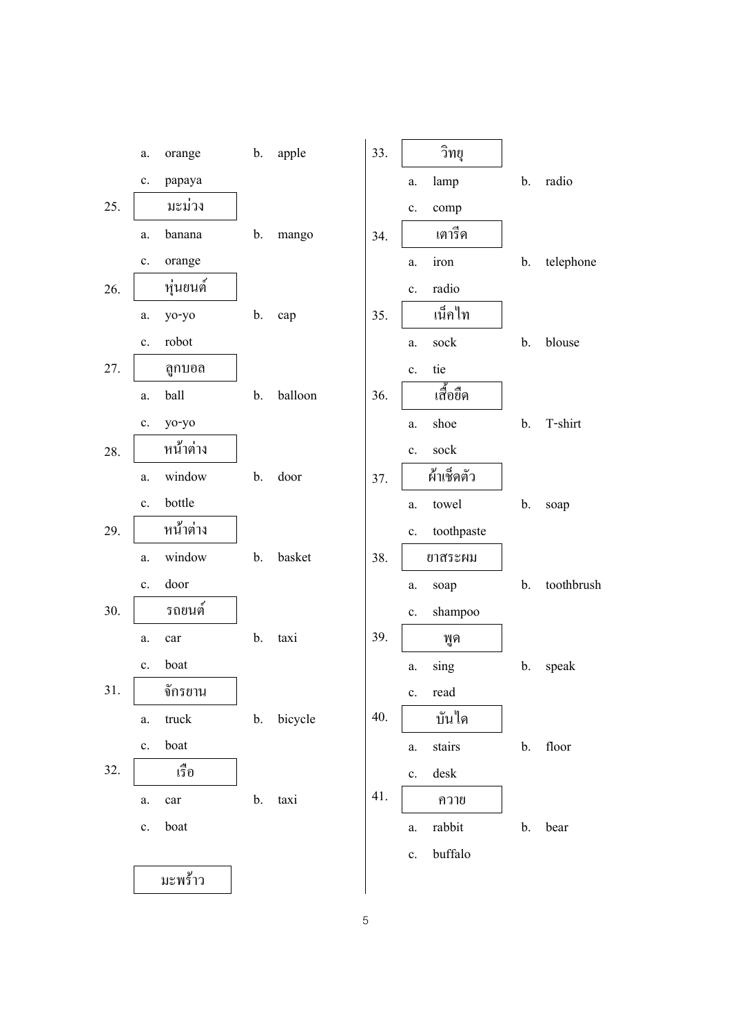a. orange b. apple

c. papaya

25. มะม่วง

a. banana b. mango

c. orange

26. หุ่นยนต์

a. yo-yo b. cap

c. robot

27. ลูกบอล

a. ball b. balloon

c. yo-yo

28. หน้าต่าง

a. window b. door

c. bottle

29. หน้าต่าง

a. window b. basket

c. door

30. รถยนต์

a. car b. taxi

c. boat

31. จักรยาน

a. truck b. bicycle

c. boat

32. เรือ

a. car b. taxi

c. boat

มะพร้าว

33. วิทยุ

a. lamp b. radio

c. comp

34. เตารีด

a. iron b. telephone

c. radio

35. เน็คไท

a. sock b. blouse

c. tie

36. เสื้อยืด

a. shoe b. T-shirt

c. sock

37. ผ้าเช็ดตัว

a. towel b. soap

c. toothpaste

38. ยาสระผม

a. soap b. toothbrush

c. shampoo

39. พูด

a. sing b. speak

c. read

40. บันได

a. stairs b. floor

c. desk

41. ควาย

a. rabbit b. bear

c. buffalo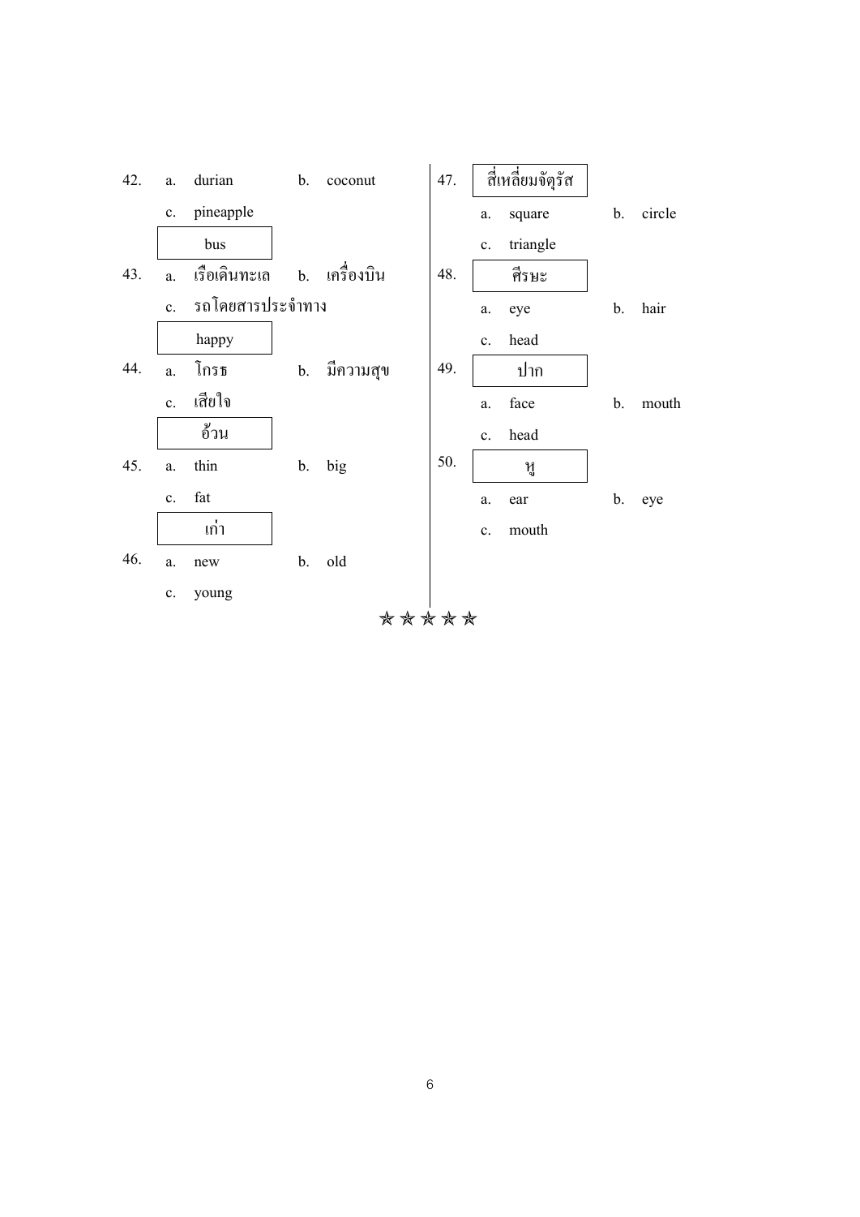42. a. durian b. coconut
    c. pineapple

**bus**

43. a. เรือเดินทะเล b. เครื่องบิน
    c. รถโดยสารประจำทาง

**happy**

44. a. โกรธ b. มีความสุข
    c. เสียใจ

**อ้วน**

45. a. thin b. big
    c. fat

**เก่า**

46. a. new b. old
    c. young

47. **สี่เหลี่ยมจัตุรัส**
    a. square b. circle
    c. triangle

48. **ศีรษะ**
    a. eye b. hair
    c. head

49. **ปาก**
    a. face b. mouth
    c. head

50. **หู**
    a. ear b. eye
    c. mouth

☆☆☆☆☆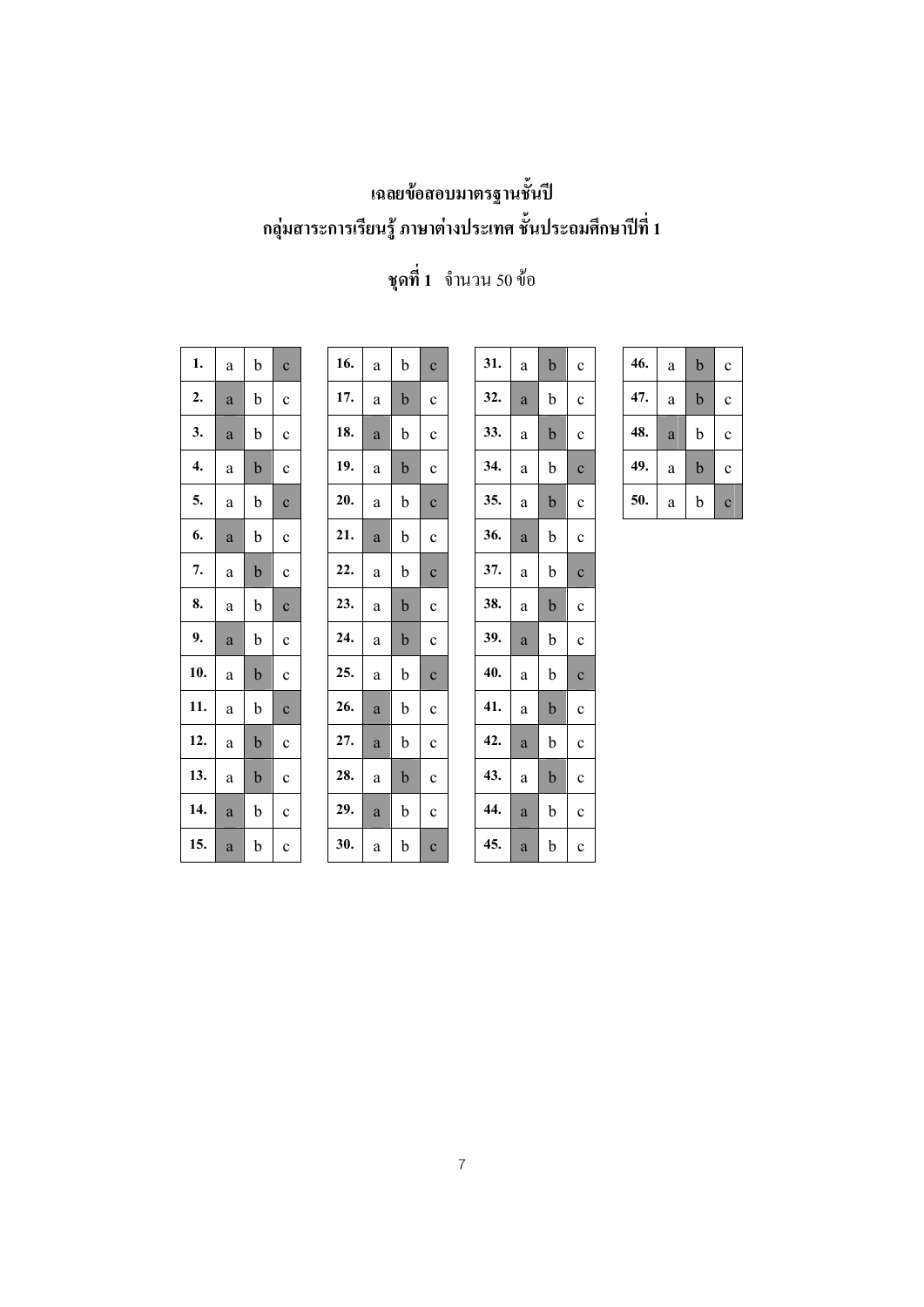# เฉลยข้อสอบมาตรฐานชั้นปี
# กลุ่มสาระการเรียนรู้ ภาษาต่างประเทศ ชั้นประถมศึกษาปีที่ 1

**ชุดที่ 1** จำนวน 50 ข้อ

(ตัวเลือกที่เป็นคำตอบแสดงเป็นตัวหนา)

| ข้อ | | | | ข้อ | | | | ข้อ | | | | ข้อ | | | |
|---|---|---|---|---|---|---|---|---|---|---|---|---|---|---|---|
| **1.** | a | b | **c** | **16.** | a | b | **c** | **31.** | a | **b** | c | **46.** | a | **b** | c |
| **2.** | **a** | b | c | **17.** | a | **b** | c | **32.** | **a** | b | c | **47.** | a | **b** | c |
| **3.** | **a** | b | c | **18.** | **a** | b | c | **33.** | a | **b** | c | **48.** | **a** | b | c |
| **4.** | a | **b** | c | **19.** | a | **b** | c | **34.** | a | b | **c** | **49.** | a | **b** | c |
| **5.** | a | b | **c** | **20.** | a | b | **c** | **35.** | a | **b** | c | **50.** | a | b | **c** |
| **6.** | **a** | b | c | **21.** | **a** | b | c | **36.** | **a** | b | c | | | | |
| **7.** | a | **b** | c | **22.** | a | b | **c** | **37.** | a | b | **c** | | | | |
| **8.** | a | b | **c** | **23.** | a | **b** | c | **38.** | a | **b** | c | | | | |
| **9.** | **a** | b | c | **24.** | a | **b** | c | **39.** | **a** | b | c | | | | |
| **10.** | a | **b** | c | **25.** | a | b | **c** | **40.** | a | b | **c** | | | | |
| **11.** | a | b | **c** | **26.** | **a** | b | c | **41.** | a | **b** | c | | | | |
| **12.** | a | **b** | c | **27.** | **a** | b | c | **42.** | **a** | b | c | | | | |
| **13.** | a | **b** | c | **28.** | a | **b** | c | **43.** | a | **b** | c | | | | |
| **14.** | **a** | b | c | **29.** | **a** | b | c | **44.** | **a** | b | c | | | | |
| **15.** | **a** | b | c | **30.** | a | b | **c** | **45.** | **a** | b | c | | | | |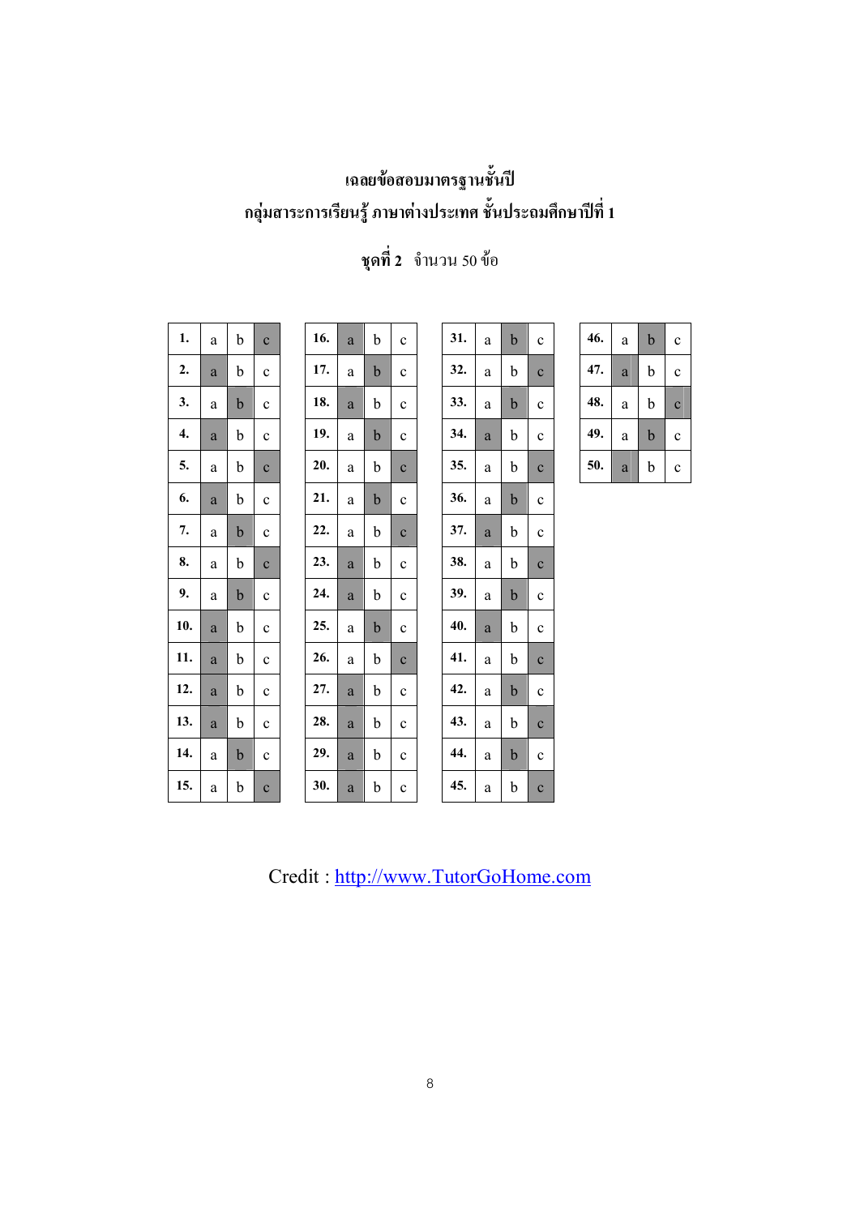# เฉลยข้อสอบมาตรฐานชั้นปี

## กลุ่มสาระการเรียนรู้ ภาษาต่างประเทศ ชั้นประถมศึกษาปีที่ 1

**ชุดที่ 2** จำนวน 50 ข้อ

(คำตอบที่ถูกต้องแสดงด้วยตัวหนา)

| | | | | | | | | | | | | | | | |
|---|---|---|---|---|---|---|---|---|---|---|---|---|---|---|---|
| **1.** | a | b | **c** | **16.** | **a** | b | c | **31.** | a | **b** | c | **46.** | a | **b** | c |
| **2.** | **a** | b | c | **17.** | a | **b** | c | **32.** | a | b | **c** | **47.** | **a** | b | c |
| **3.** | a | **b** | c | **18.** | **a** | b | c | **33.** | a | **b** | c | **48.** | a | b | **c** |
| **4.** | **a** | b | c | **19.** | a | **b** | c | **34.** | **a** | b | c | **49.** | a | **b** | c |
| **5.** | a | b | **c** | **20.** | a | b | **c** | **35.** | a | b | **c** | **50.** | **a** | b | c |
| **6.** | **a** | b | c | **21.** | a | **b** | c | **36.** | a | **b** | c | | | | |
| **7.** | a | **b** | c | **22.** | a | b | **c** | **37.** | **a** | b | c | | | | |
| **8.** | a | b | **c** | **23.** | **a** | b | c | **38.** | a | b | **c** | | | | |
| **9.** | a | **b** | c | **24.** | **a** | b | c | **39.** | a | **b** | c | | | | |
| **10.** | **a** | b | c | **25.** | a | **b** | c | **40.** | **a** | b | c | | | | |
| **11.** | **a** | b | c | **26.** | a | b | **c** | **41.** | a | b | **c** | | | | |
| **12.** | **a** | b | c | **27.** | **a** | b | c | **42.** | a | **b** | c | | | | |
| **13.** | **a** | b | c | **28.** | **a** | b | c | **43.** | a | b | **c** | | | | |
| **14.** | a | **b** | c | **29.** | **a** | b | c | **44.** | a | **b** | c | | | | |
| **15.** | a | b | **c** | **30.** | **a** | b | c | **45.** | a | b | **c** | | | | |

Credit : http://www.TutorGoHome.com